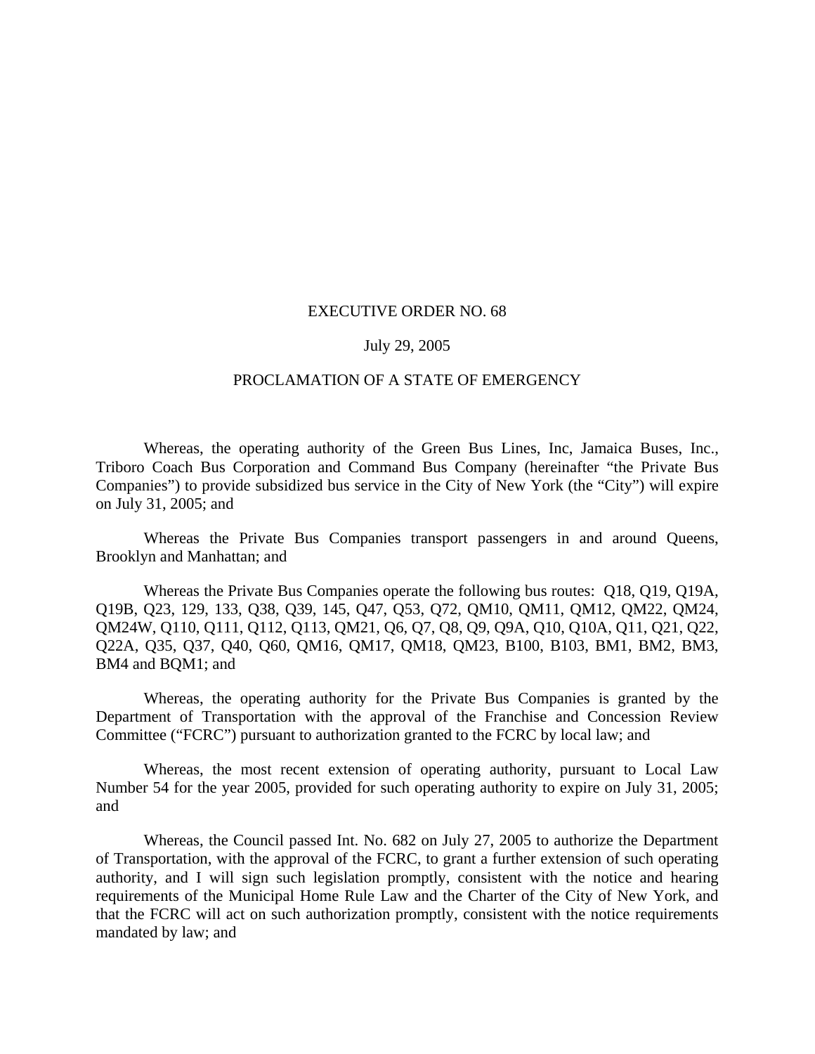# EXECUTIVE ORDER NO. 68

July 29, 2005

## PROCLAMATION OF A STATE OF EMERGENCY

Whereas, the operating authority of the Green Bus Lines, Inc, Jamaica Buses, Inc., Triboro Coach Bus Corporation and Command Bus Company (hereinafter “the Private Bus Companies”) to provide subsidized bus service in the City of New York (the “City”) will expire on July 31, 2005; and

Whereas the Private Bus Companies transport passengers in and around Queens, Brooklyn and Manhattan; and

Whereas the Private Bus Companies operate the following bus routes: Q18, Q19, Q19A, Q19B, Q23, 129, 133, Q38, Q39, 145, Q47, Q53, Q72, QM10, QM11, QM12, QM22, QM24, QM24W, Q110, Q111, Q112, Q113, QM21, Q6, Q7, Q8, Q9, Q9A, Q10, Q10A, Q11, Q21, Q22, Q22A, Q35, Q37, Q40, Q60, QM16, QM17, QM18, QM23, B100, B103, BM1, BM2, BM3, BM4 and BQM1; and

Whereas, the operating authority for the Private Bus Companies is granted by the Department of Transportation with the approval of the Franchise and Concession Review Committee (“FCRC”) pursuant to authorization granted to the FCRC by local law; and

Whereas, the most recent extension of operating authority, pursuant to Local Law Number 54 for the year 2005, provided for such operating authority to expire on July 31, 2005; and

Whereas, the Council passed Int. No. 682 on July 27, 2005 to authorize the Department of Transportation, with the approval of the FCRC, to grant a further extension of such operating authority, and I will sign such legislation promptly, consistent with the notice and hearing requirements of the Municipal Home Rule Law and the Charter of the City of New York, and that the FCRC will act on such authorization promptly, consistent with the notice requirements mandated by law; and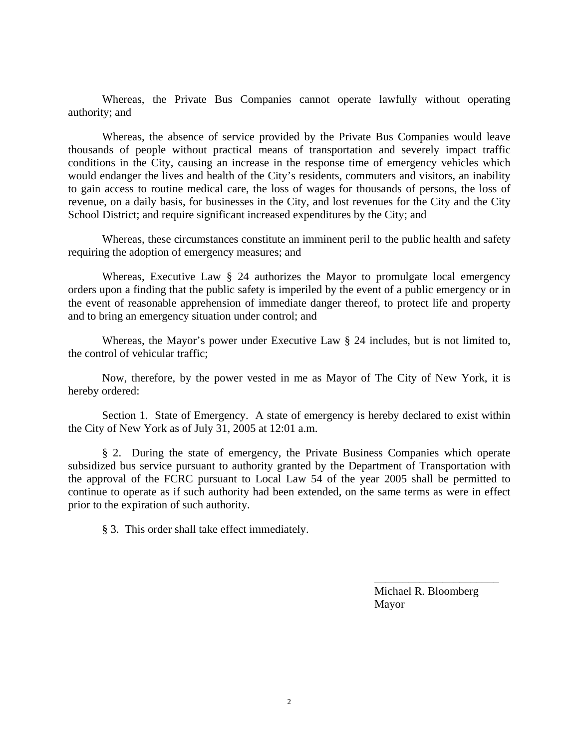Whereas, the Private Bus Companies cannot operate lawfully without operating authority; and

Whereas, the absence of service provided by the Private Bus Companies would leave thousands of people without practical means of transportation and severely impact traffic conditions in the City, causing an increase in the response time of emergency vehicles which would endanger the lives and health of the City's residents, commuters and visitors, an inability to gain access to routine medical care, the loss of wages for thousands of persons, the loss of revenue, on a daily basis, for businesses in the City, and lost revenues for the City and the City School District; and require significant increased expenditures by the City; and

Whereas, these circumstances constitute an imminent peril to the public health and safety requiring the adoption of emergency measures; and

Whereas, Executive Law § 24 authorizes the Mayor to promulgate local emergency orders upon a finding that the public safety is imperiled by the event of a public emergency or in the event of reasonable apprehension of immediate danger thereof, to protect life and property and to bring an emergency situation under control; and

Whereas, the Mayor's power under Executive Law § 24 includes, but is not limited to, the control of vehicular traffic;

Now, therefore, by the power vested in me as Mayor of The City of New York, it is hereby ordered:

Section 1. State of Emergency. A state of emergency is hereby declared to exist within the City of New York as of July 31, 2005 at 12:01 a.m.

§ 2. During the state of emergency, the Private Business Companies which operate subsidized bus service pursuant to authority granted by the Department of Transportation with the approval of the FCRC pursuant to Local Law 54 of the year 2005 shall be permitted to continue to operate as if such authority had been extended, on the same terms as were in effect prior to the expiration of such authority.

§ 3. This order shall take effect immediately.

\_\_\_\_\_\_\_\_\_\_\_\_\_\_\_\_\_\_\_\_\_\_\_\_

Michael R. Bloomberg
Mayor